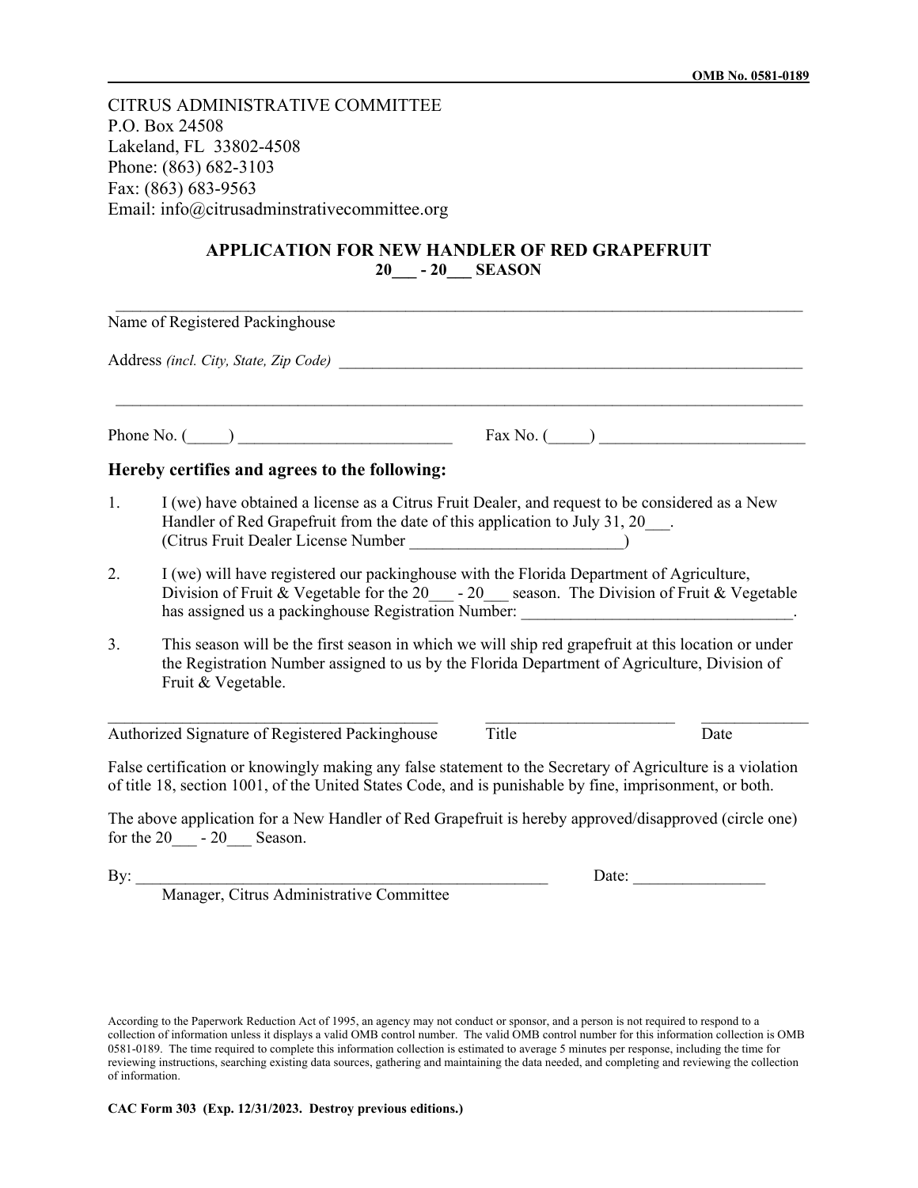OMB No. 0581-0189

CITRUS ADMINISTRATIVE COMMITTEE
P.O. Box 24508
Lakeland, FL 33802-4508
Phone: (863) 682-3103
Fax: (863) 683-9563
Email: info@citrusadminstrativecommittee.org

## APPLICATION FOR NEW HANDLER OF RED GRAPEFRUIT
### 20___ - 20___ SEASON

_______________________________________________________________________________

Name of Registered Packinghouse

Address *(incl. City, State, Zip Code)* ____________________________________________________________

_______________________________________________________________________________

Phone No. (_____) __________________________ Fax No. (_____) _________________________

**Hereby certifies and agrees to the following:**

1. I (we) have obtained a license as a Citrus Fruit Dealer, and request to be considered as a New Handler of Red Grapefruit from the date of this application to July 31, 20___. (Citrus Fruit Dealer License Number __________________________)

2. I (we) will have registered our packinghouse with the Florida Department of Agriculture, Division of Fruit & Vegetable for the 20___ - 20___ season. The Division of Fruit & Vegetable has assigned us a packinghouse Registration Number: _________________________________.

3. This season will be the first season in which we will ship red grapefruit at this location or under the Registration Number assigned to us by the Florida Department of Agriculture, Division of Fruit & Vegetable.

__________________________________________ _______________________ _____________
Authorized Signature of Registered Packinghouse Title Date

False certification or knowingly making any false statement to the Secretary of Agriculture is a violation of title 18, section 1001, of the United States Code, and is punishable by fine, imprisonment, or both.

The above application for a New Handler of Red Grapefruit is hereby approved/disapproved (circle one) for the 20___ - 20___ Season.

By: ____________________________________________________ Date: ________________
Manager, Citrus Administrative Committee

According to the Paperwork Reduction Act of 1995, an agency may not conduct or sponsor, and a person is not required to respond to a collection of information unless it displays a valid OMB control number. The valid OMB control number for this information collection is OMB 0581-0189. The time required to complete this information collection is estimated to average 5 minutes per response, including the time for reviewing instructions, searching existing data sources, gathering and maintaining the data needed, and completing and reviewing the collection of information.

**CAC Form 303 (Exp. 12/31/2023. Destroy previous editions.)**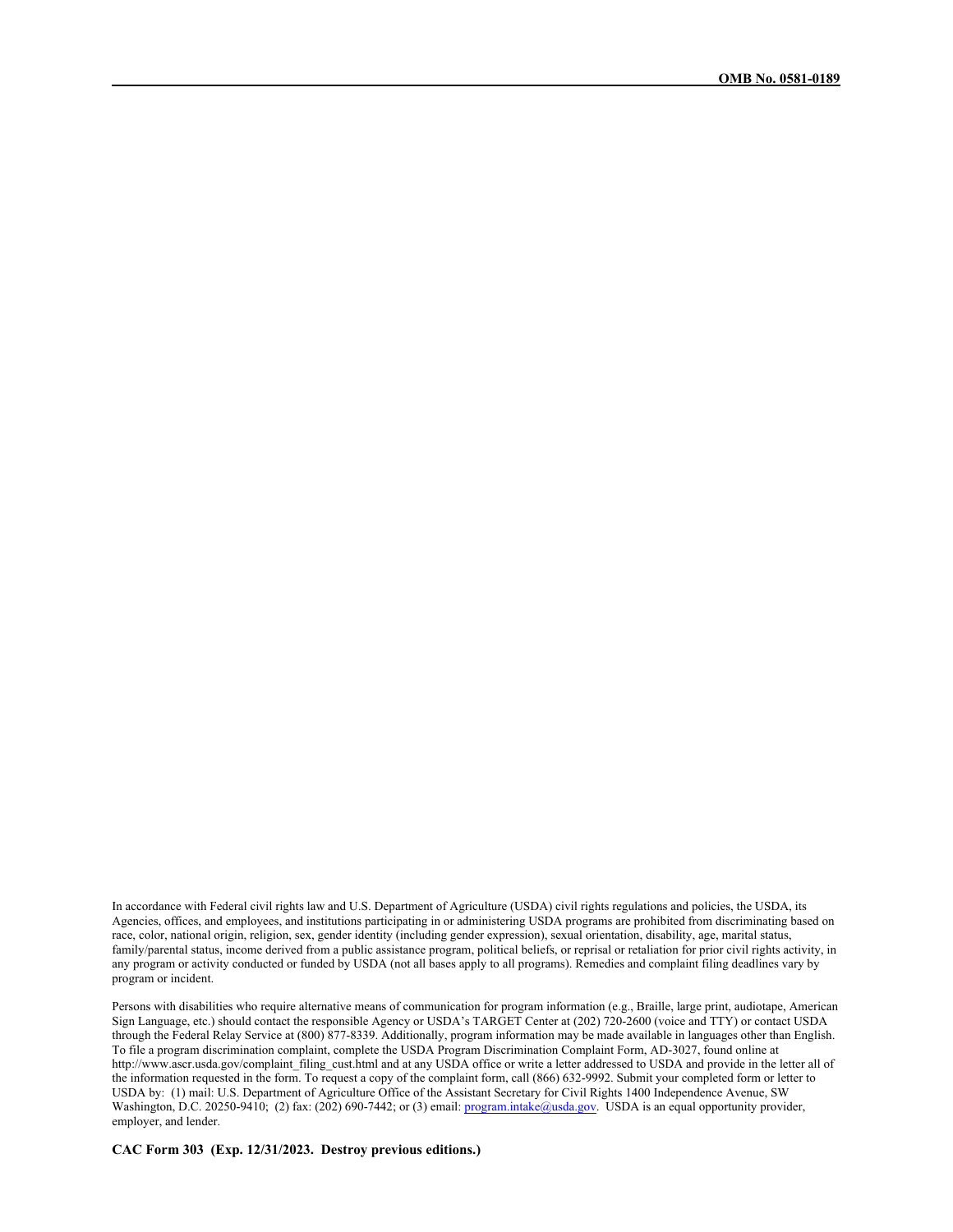OMB No. 0581-0189

In accordance with Federal civil rights law and U.S. Department of Agriculture (USDA) civil rights regulations and policies, the USDA, its Agencies, offices, and employees, and institutions participating in or administering USDA programs are prohibited from discriminating based on race, color, national origin, religion, sex, gender identity (including gender expression), sexual orientation, disability, age, marital status, family/parental status, income derived from a public assistance program, political beliefs, or reprisal or retaliation for prior civil rights activity, in any program or activity conducted or funded by USDA (not all bases apply to all programs). Remedies and complaint filing deadlines vary by program or incident.

Persons with disabilities who require alternative means of communication for program information (e.g., Braille, large print, audiotape, American Sign Language, etc.) should contact the responsible Agency or USDA's TARGET Center at (202) 720-2600 (voice and TTY) or contact USDA through the Federal Relay Service at (800) 877-8339. Additionally, program information may be made available in languages other than English. To file a program discrimination complaint, complete the USDA Program Discrimination Complaint Form, AD-3027, found online at http://www.ascr.usda.gov/complaint_filing_cust.html and at any USDA office or write a letter addressed to USDA and provide in the letter all of the information requested in the form. To request a copy of the complaint form, call (866) 632-9992. Submit your completed form or letter to USDA by: (1) mail: U.S. Department of Agriculture Office of the Assistant Secretary for Civil Rights 1400 Independence Avenue, SW Washington, D.C. 20250-9410; (2) fax: (202) 690-7442; or (3) email: program.intake@usda.gov. USDA is an equal opportunity provider, employer, and lender.

**CAC Form 303 (Exp. 12/31/2023. Destroy previous editions.)**